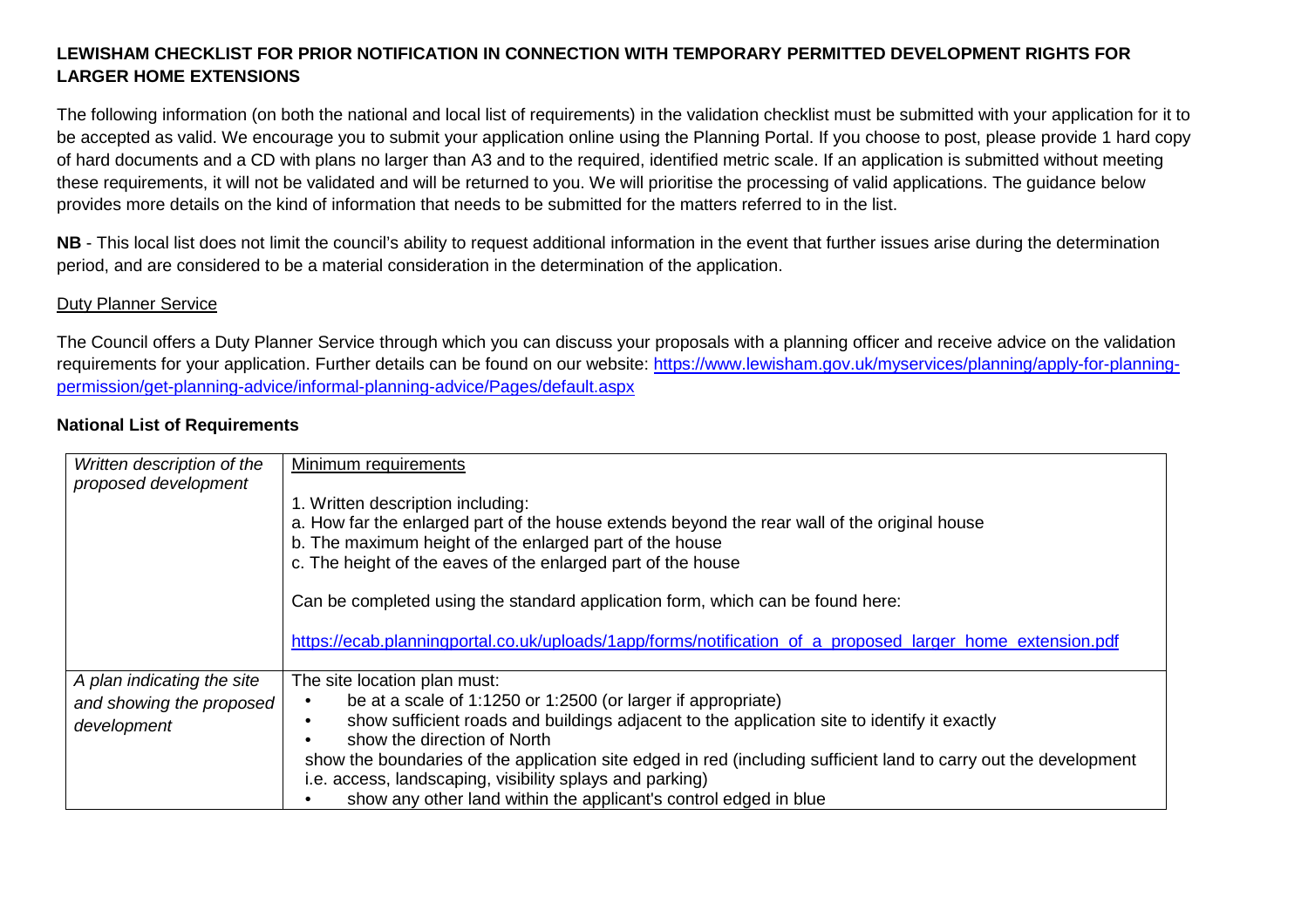**LEWISHAM CHECKLIST FOR PRIOR NOTIFICATION IN CONNECTION WITH TEMPORARY PERMITTED DEVELOPMENT RIGHTS FOR LARGER HOME EXTENSIONS**

The following information (on both the national and local list of requirements) in the validation checklist must be submitted with your application for it to be accepted as valid. We encourage you to submit your application online using the Planning Portal. If you choose to post, please provide 1 hard copy of hard documents and a CD with plans no larger than A3 and to the required, identified metric scale. If an application is submitted without meeting these requirements, it will not be validated and will be returned to you. We will prioritise the processing of valid applications. The guidance below provides more details on the kind of information that needs to be submitted for the matters referred to in the list.

**NB** - This local list does not limit the council's ability to request additional information in the event that further issues arise during the determination period, and are considered to be a material consideration in the determination of the application.

Duty Planner Service

The Council offers a Duty Planner Service through which you can discuss your proposals with a planning officer and receive advice on the validation requirements for your application. Further details can be found on our website: https://www.lewisham.gov.uk/myservices/planning/apply-for-planning-permission/get-planning-advice/informal-planning-advice/Pages/default.aspx

**National List of Requirements**

| | |
|---|---|
| *Written description of the proposed development* | Minimum requirements<br><br>1. Written description including:<br>a. How far the enlarged part of the house extends beyond the rear wall of the original house<br>b. The maximum height of the enlarged part of the house<br>c. The height of the eaves of the enlarged part of the house<br><br>Can be completed using the standard application form, which can be found here:<br><br>https://ecab.planningportal.co.uk/uploads/1app/forms/notification_of_a_proposed_larger_home_extension.pdf |
| *A plan indicating the site and showing the proposed development* | The site location plan must:<br>• be at a scale of 1:1250 or 1:2500 (or larger if appropriate)<br>• show sufficient roads and buildings adjacent to the application site to identify it exactly<br>• show the direction of North<br>show the boundaries of the application site edged in red (including sufficient land to carry out the development i.e. access, landscaping, visibility splays and parking)<br>• show any other land within the applicant's control edged in blue |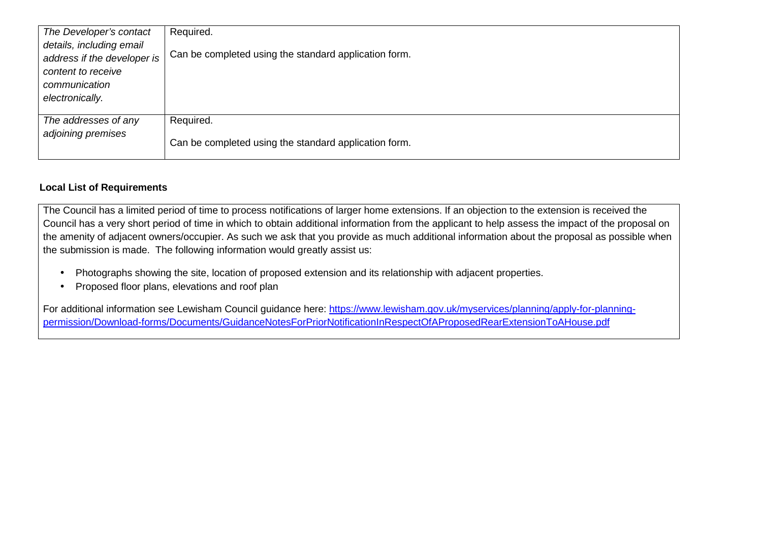| | |
|---|---|
| *The Developer's contact details, including email address if the developer is content to receive communication electronically.* | Required.<br><br>Can be completed using the standard application form. |
| *The addresses of any adjoining premises* | Required.<br><br>Can be completed using the standard application form. |

**Local List of Requirements**

The Council has a limited period of time to process notifications of larger home extensions. If an objection to the extension is received the Council has a very short period of time in which to obtain additional information from the applicant to help assess the impact of the proposal on the amenity of adjacent owners/occupier. As such we ask that you provide as much additional information about the proposal as possible when the submission is made. The following information would greatly assist us:

- Photographs showing the site, location of proposed extension and its relationship with adjacent properties.
- Proposed floor plans, elevations and roof plan

For additional information see Lewisham Council guidance here: https://www.lewisham.gov.uk/myservices/planning/apply-for-planning-permission/Download-forms/Documents/GuidanceNotesForPriorNotificationInRespectOfAProposedRearExtensionToAHouse.pdf